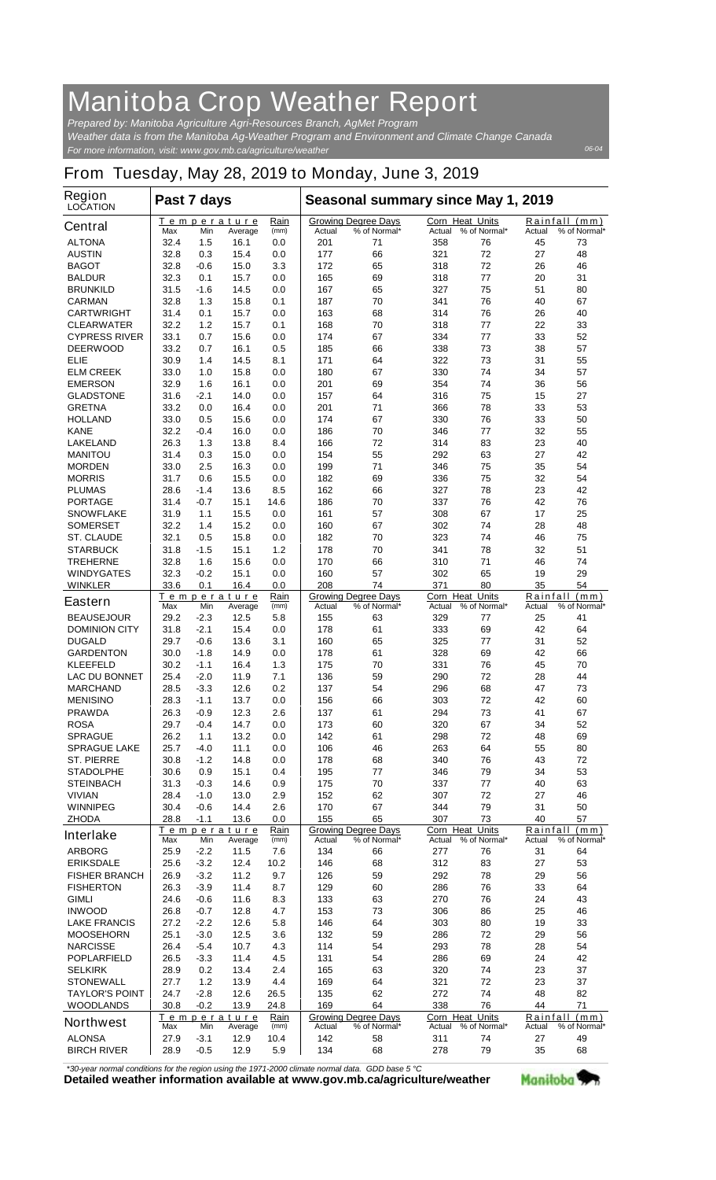# Manitoba Crop Weather Report

*Prepared by: Manitoba Agriculture Agri-Resources Branch, AgMet Program*
*Weather data is from the Manitoba Ag-Weather Program and Environment and Climate Change Canada*
*For more information, visit: www.gov.mb.ca/agriculture/weather*

06-04

## From Tuesday, May 28, 2019 to Monday, June 3, 2019

| Region LOCATION | Past 7 days | | | | Seasonal summary since May 1, 2019 | | | | | |
|---|---|---|---|---|---|---|---|---|---|---|
| | Temperature | | | Rain | Growing Degree Days | | Corn Heat Units | | Rainfall (mm) | |
| **Central** | Max | Min | Average | (mm) | Actual | % of Normal* | Actual | % of Normal* | Actual | % of Normal* |
| ALTONA | 32.4 | 1.5 | 16.1 | 0.0 | 201 | 71 | 358 | 76 | 45 | 73 |
| AUSTIN | 32.8 | 0.3 | 15.4 | 0.0 | 177 | 66 | 321 | 72 | 27 | 48 |
| BAGOT | 32.8 | -0.6 | 15.0 | 3.3 | 172 | 65 | 318 | 72 | 26 | 46 |
| BALDUR | 32.3 | 0.1 | 15.7 | 0.0 | 165 | 69 | 318 | 77 | 20 | 31 |
| BRUNKILD | 31.5 | -1.6 | 14.5 | 0.0 | 167 | 65 | 327 | 75 | 51 | 80 |
| CARMAN | 32.8 | 1.3 | 15.8 | 0.1 | 187 | 70 | 341 | 76 | 40 | 67 |
| CARTWRIGHT | 31.4 | 0.1 | 15.7 | 0.0 | 163 | 68 | 314 | 76 | 26 | 40 |
| CLEARWATER | 32.2 | 1.2 | 15.7 | 0.1 | 168 | 70 | 318 | 77 | 22 | 33 |
| CYPRESS RIVER | 33.1 | 0.7 | 15.6 | 0.0 | 174 | 67 | 334 | 77 | 33 | 52 |
| DEERWOOD | 33.2 | 0.7 | 16.1 | 0.5 | 185 | 66 | 338 | 73 | 38 | 57 |
| ELIE | 30.9 | 1.4 | 14.5 | 8.1 | 171 | 64 | 322 | 73 | 31 | 55 |
| ELM CREEK | 33.0 | 1.0 | 15.8 | 0.0 | 180 | 67 | 330 | 74 | 34 | 57 |
| EMERSON | 32.9 | 1.6 | 16.1 | 0.0 | 201 | 69 | 354 | 74 | 36 | 56 |
| GLADSTONE | 31.6 | -2.1 | 14.0 | 0.0 | 157 | 64 | 316 | 75 | 15 | 27 |
| GRETNA | 33.2 | 0.0 | 16.4 | 0.0 | 201 | 71 | 366 | 78 | 33 | 53 |
| HOLLAND | 33.0 | 0.5 | 15.6 | 0.0 | 174 | 67 | 330 | 76 | 33 | 50 |
| KANE | 32.2 | -0.4 | 16.0 | 0.0 | 186 | 70 | 346 | 77 | 32 | 55 |
| LAKELAND | 26.3 | 1.3 | 13.8 | 8.4 | 166 | 72 | 314 | 83 | 23 | 40 |
| MANITOU | 31.4 | 0.3 | 15.0 | 0.0 | 154 | 55 | 292 | 63 | 27 | 42 |
| MORDEN | 33.0 | 2.5 | 16.3 | 0.0 | 199 | 71 | 346 | 75 | 35 | 54 |
| MORRIS | 31.7 | 0.6 | 15.5 | 0.0 | 182 | 69 | 336 | 75 | 32 | 54 |
| PLUMAS | 28.6 | -1.4 | 13.6 | 8.5 | 162 | 66 | 327 | 78 | 23 | 42 |
| PORTAGE | 31.4 | -0.7 | 15.1 | 14.6 | 186 | 70 | 337 | 76 | 42 | 76 |
| SNOWFLAKE | 31.9 | 1.1 | 15.5 | 0.0 | 161 | 57 | 308 | 67 | 17 | 25 |
| SOMERSET | 32.2 | 1.4 | 15.2 | 0.0 | 160 | 67 | 302 | 74 | 28 | 48 |
| ST. CLAUDE | 32.1 | 0.5 | 15.8 | 0.0 | 182 | 70 | 323 | 74 | 46 | 75 |
| STARBUCK | 31.8 | -1.5 | 15.1 | 1.2 | 178 | 70 | 341 | 78 | 32 | 51 |
| TREHERNE | 32.8 | 1.6 | 15.6 | 0.0 | 170 | 66 | 310 | 71 | 46 | 74 |
| WINDYGATES | 32.3 | -0.2 | 15.1 | 0.0 | 160 | 57 | 302 | 65 | 19 | 29 |
| WINKLER | 33.6 | 0.1 | 16.4 | 0.0 | 208 | 74 | 371 | 80 | 35 | 54 |
| **Eastern** | Max | Min | Average | (mm) | Actual | % of Normal* | Actual | % of Normal* | Actual | % of Normal* |
| BEAUSEJOUR | 29.2 | -2.3 | 12.5 | 5.8 | 155 | 63 | 329 | 77 | 25 | 41 |
| DOMINION CITY | 31.8 | -2.1 | 15.4 | 0.0 | 178 | 61 | 333 | 69 | 42 | 64 |
| DUGALD | 29.7 | -0.6 | 13.6 | 3.1 | 160 | 65 | 325 | 77 | 31 | 52 |
| GARDENTON | 30.0 | -1.8 | 14.9 | 0.0 | 178 | 61 | 328 | 69 | 42 | 66 |
| KLEEFELD | 30.2 | -1.1 | 16.4 | 1.3 | 175 | 70 | 331 | 76 | 45 | 70 |
| LAC DU BONNET | 25.4 | -2.0 | 11.9 | 7.1 | 136 | 59 | 290 | 72 | 28 | 44 |
| MARCHAND | 28.5 | -3.3 | 12.6 | 0.2 | 137 | 54 | 296 | 68 | 47 | 73 |
| MENISINO | 28.3 | -1.1 | 13.7 | 0.0 | 156 | 66 | 303 | 72 | 42 | 60 |
| PRAWDA | 26.3 | -0.9 | 12.3 | 2.6 | 137 | 61 | 294 | 73 | 41 | 67 |
| ROSA | 29.7 | -0.4 | 14.7 | 0.0 | 173 | 60 | 320 | 67 | 34 | 52 |
| SPRAGUE | 26.2 | 1.1 | 13.2 | 0.0 | 142 | 61 | 298 | 72 | 48 | 69 |
| SPRAGUE LAKE | 25.7 | -4.0 | 11.1 | 0.0 | 106 | 46 | 263 | 64 | 55 | 80 |
| ST. PIERRE | 30.8 | -1.2 | 14.8 | 0.0 | 178 | 68 | 340 | 76 | 43 | 72 |
| STADOLPHE | 30.6 | 0.9 | 15.1 | 0.4 | 195 | 77 | 346 | 79 | 34 | 53 |
| STEINBACH | 31.3 | -0.3 | 14.6 | 0.9 | 175 | 70 | 337 | 77 | 40 | 63 |
| VIVIAN | 28.4 | -1.0 | 13.0 | 2.9 | 152 | 62 | 307 | 72 | 27 | 46 |
| WINNIPEG | 30.4 | -0.6 | 14.4 | 2.6 | 170 | 67 | 344 | 79 | 31 | 50 |
| ZHODA | 28.8 | -1.1 | 13.6 | 0.0 | 155 | 65 | 307 | 73 | 40 | 57 |
| **Interlake** | Max | Min | Average | (mm) | Actual | % of Normal* | Actual | % of Normal* | Actual | % of Normal* |
| ARBORG | 25.9 | -2.2 | 11.5 | 7.6 | 134 | 66 | 277 | 76 | 31 | 64 |
| ERIKSDALE | 25.6 | -3.2 | 12.4 | 10.2 | 146 | 68 | 312 | 83 | 27 | 53 |
| FISHER BRANCH | 26.9 | -3.2 | 11.2 | 9.7 | 126 | 59 | 292 | 78 | 29 | 56 |
| FISHERTON | 26.3 | -3.9 | 11.4 | 8.7 | 129 | 60 | 286 | 76 | 33 | 64 |
| GIMLI | 24.6 | -0.6 | 11.6 | 8.3 | 133 | 63 | 270 | 76 | 24 | 43 |
| INWOOD | 26.8 | -0.7 | 12.8 | 4.7 | 153 | 73 | 306 | 86 | 25 | 46 |
| LAKE FRANCIS | 27.2 | -2.2 | 12.6 | 5.8 | 146 | 64 | 303 | 80 | 19 | 33 |
| MOOSEHORN | 25.1 | -3.0 | 12.5 | 3.6 | 132 | 59 | 286 | 72 | 29 | 56 |
| NARCISSE | 26.4 | -5.4 | 10.7 | 4.3 | 114 | 54 | 293 | 78 | 28 | 54 |
| POPLARFIELD | 26.5 | -3.3 | 11.4 | 4.5 | 131 | 54 | 286 | 69 | 24 | 42 |
| SELKIRK | 28.9 | 0.2 | 13.4 | 2.4 | 165 | 63 | 320 | 74 | 23 | 37 |
| STONEWALL | 27.7 | 1.2 | 13.9 | 4.4 | 169 | 64 | 321 | 72 | 23 | 37 |
| TAYLOR'S POINT | 24.7 | -2.8 | 12.6 | 26.5 | 135 | 62 | 272 | 74 | 48 | 82 |
| WOODLANDS | 30.8 | -0.2 | 13.9 | 24.8 | 169 | 64 | 338 | 76 | 44 | 71 |
| **Northwest** | Max | Min | Average | (mm) | Actual | % of Normal* | Actual | % of Normal* | Actual | % of Normal* |
| ALONSA | 27.9 | -3.1 | 12.9 | 10.4 | 142 | 58 | 311 | 74 | 27 | 49 |
| BIRCH RIVER | 28.9 | -0.5 | 12.9 | 5.9 | 134 | 68 | 278 | 79 | 35 | 68 |

*\*30-year normal conditions for the region using the 1971-2000 climate normal data. GDD base 5 °C*

**Detailed weather information available at www.gov.mb.ca/agriculture/weather**

Manitoba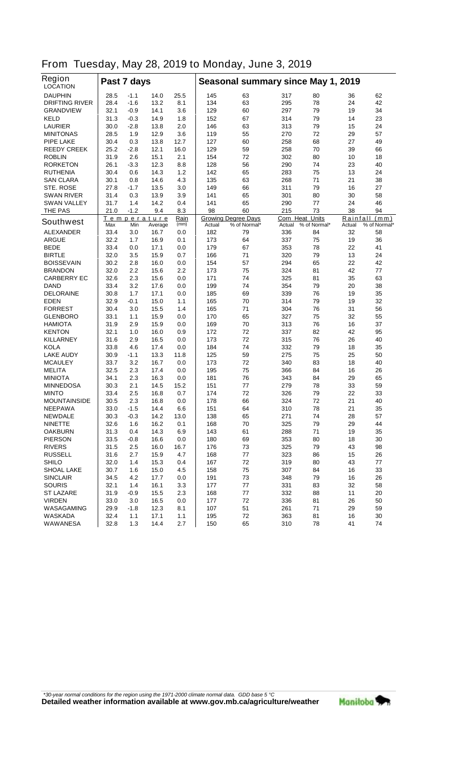# From Tuesday, May 28, 2019 to Monday, June 3, 2019

| Region LOCATION | Past 7 days | | | | Seasonal summary since May 1, 2019 | | | | | |
|---|---|---|---|---|---|---|---|---|---|---|
| DAUPHIN | 28.5 | -1.1 | 14.0 | 25.5 | 145 | 63 | 317 | 80 | 36 | 62 |
| DRIFTING RIVER | 28.4 | -1.6 | 13.2 | 8.1 | 134 | 63 | 295 | 78 | 24 | 42 |
| GRANDVIEW | 32.1 | -0.9 | 14.1 | 3.6 | 129 | 60 | 297 | 79 | 19 | 34 |
| KELD | 31.3 | -0.3 | 14.9 | 1.8 | 152 | 67 | 314 | 79 | 14 | 23 |
| LAURIER | 30.0 | -2.8 | 13.8 | 2.0 | 146 | 63 | 313 | 79 | 15 | 24 |
| MINITONAS | 28.5 | 1.9 | 12.9 | 3.6 | 119 | 55 | 270 | 72 | 29 | 57 |
| PIPE LAKE | 30.4 | 0.3 | 13.8 | 12.7 | 127 | 60 | 258 | 68 | 27 | 49 |
| REEDY CREEK | 25.2 | -2.8 | 12.1 | 16.0 | 129 | 59 | 258 | 70 | 39 | 66 |
| ROBLIN | 31.9 | 2.6 | 15.1 | 2.1 | 154 | 72 | 302 | 80 | 10 | 18 |
| RORKETON | 26.1 | -3.3 | 12.3 | 8.8 | 128 | 56 | 290 | 74 | 23 | 40 |
| RUTHENIA | 30.4 | 0.6 | 14.3 | 1.2 | 142 | 65 | 283 | 75 | 13 | 24 |
| SAN CLARA | 30.1 | 0.8 | 14.6 | 4.3 | 135 | 63 | 268 | 71 | 21 | 38 |
| STE. ROSE | 27.8 | -1.7 | 13.5 | 3.0 | 149 | 66 | 311 | 79 | 16 | 27 |
| SWAN RIVER | 31.4 | 0.3 | 13.9 | 3.9 | 141 | 65 | 301 | 80 | 30 | 58 |
| SWAN VALLEY | 31.7 | 1.4 | 14.2 | 0.4 | 141 | 65 | 290 | 77 | 24 | 46 |
| THE PAS | 21.0 | -1.2 | 9.4 | 8.3 | 98 | 60 | 215 | 73 | 38 | 94 |
| **Southwest** | Temperature Max | Temperature Min | Temperature Average | Rain (mm) | Growing Degree Days Actual | Growing Degree Days % of Normal* | Corn Heat Units Actual | Corn Heat Units % of Normal* | Rainfall (mm) Actual | Rainfall (mm) % of Normal* |
| ALEXANDER | 33.4 | 3.0 | 16.7 | 0.0 | 182 | 79 | 336 | 84 | 32 | 58 |
| ARGUE | 32.2 | 1.7 | 16.9 | 0.1 | 173 | 64 | 337 | 75 | 19 | 36 |
| BEDE | 33.4 | 0.0 | 17.1 | 0.0 | 179 | 67 | 353 | 78 | 22 | 41 |
| BIRTLE | 32.0 | 3.5 | 15.9 | 0.7 | 166 | 71 | 320 | 79 | 13 | 24 |
| BOISSEVAIN | 30.2 | 2.8 | 16.0 | 0.0 | 154 | 57 | 294 | 65 | 22 | 42 |
| BRANDON | 32.0 | 2.2 | 15.6 | 2.2 | 173 | 75 | 324 | 81 | 42 | 77 |
| CARBERRY EC | 32.6 | 2.3 | 15.6 | 0.0 | 171 | 74 | 325 | 81 | 35 | 63 |
| DAND | 33.4 | 3.2 | 17.6 | 0.0 | 199 | 74 | 354 | 79 | 20 | 38 |
| DELORAINE | 30.8 | 1.7 | 17.1 | 0.0 | 185 | 69 | 339 | 76 | 19 | 35 |
| EDEN | 32.9 | -0.1 | 15.0 | 1.1 | 165 | 70 | 314 | 79 | 19 | 32 |
| FORREST | 30.4 | 3.0 | 15.5 | 1.4 | 165 | 71 | 304 | 76 | 31 | 56 |
| GLENBORO | 33.1 | 1.1 | 15.9 | 0.0 | 170 | 65 | 327 | 75 | 32 | 55 |
| HAMIOTA | 31.9 | 2.9 | 15.9 | 0.0 | 169 | 70 | 313 | 76 | 16 | 37 |
| KENTON | 32.1 | 1.0 | 16.0 | 0.9 | 172 | 72 | 337 | 82 | 42 | 95 |
| KILLARNEY | 31.6 | 2.9 | 16.5 | 0.0 | 173 | 72 | 315 | 76 | 26 | 40 |
| KOLA | 33.8 | 4.6 | 17.4 | 0.0 | 184 | 74 | 332 | 79 | 18 | 35 |
| LAKE AUDY | 30.9 | -1.1 | 13.3 | 11.8 | 125 | 59 | 275 | 75 | 25 | 50 |
| MCAULEY | 33.7 | 3.2 | 16.7 | 0.0 | 173 | 72 | 340 | 83 | 18 | 40 |
| MELITA | 32.5 | 2.3 | 17.4 | 0.0 | 195 | 75 | 366 | 84 | 16 | 26 |
| MINIOTA | 34.1 | 2.3 | 16.3 | 0.0 | 181 | 76 | 343 | 84 | 29 | 65 |
| MINNEDOSA | 30.3 | 2.1 | 14.5 | 15.2 | 151 | 77 | 279 | 78 | 33 | 59 |
| MINTO | 33.4 | 2.5 | 16.8 | 0.7 | 174 | 72 | 326 | 79 | 22 | 33 |
| MOUNTAINSIDE | 30.5 | 2.3 | 16.8 | 0.0 | 178 | 66 | 324 | 72 | 21 | 40 |
| NEEPAWA | 33.0 | -1.5 | 14.4 | 6.6 | 151 | 64 | 310 | 78 | 21 | 35 |
| NEWDALE | 30.3 | -0.3 | 14.2 | 13.0 | 138 | 65 | 271 | 74 | 28 | 57 |
| NINETTE | 32.6 | 1.6 | 16.2 | 0.1 | 168 | 70 | 325 | 79 | 29 | 44 |
| OAKBURN | 31.3 | 0.4 | 14.3 | 6.9 | 143 | 61 | 288 | 71 | 19 | 35 |
| PIERSON | 33.5 | -0.8 | 16.6 | 0.0 | 180 | 69 | 353 | 80 | 18 | 30 |
| RIVERS | 31.5 | 2.5 | 16.0 | 16.7 | 176 | 73 | 325 | 79 | 43 | 98 |
| RUSSELL | 31.6 | 2.7 | 15.9 | 4.7 | 168 | 77 | 323 | 86 | 15 | 26 |
| SHILO | 32.0 | 1.4 | 15.3 | 0.4 | 167 | 72 | 319 | 80 | 43 | 77 |
| SHOAL LAKE | 30.7 | 1.6 | 15.0 | 4.5 | 158 | 75 | 307 | 84 | 16 | 33 |
| SINCLAIR | 34.5 | 4.2 | 17.7 | 0.0 | 191 | 73 | 348 | 79 | 16 | 26 |
| SOURIS | 32.1 | 1.4 | 16.1 | 3.3 | 177 | 77 | 331 | 83 | 32 | 58 |
| ST LAZARE | 31.9 | -0.9 | 15.5 | 2.3 | 168 | 77 | 332 | 88 | 11 | 20 |
| VIRDEN | 33.0 | 3.0 | 16.5 | 0.0 | 177 | 72 | 336 | 81 | 26 | 50 |
| WASAGAMING | 29.9 | -1.8 | 12.3 | 8.1 | 107 | 51 | 261 | 71 | 29 | 59 |
| WASKADA | 32.4 | 1.1 | 17.1 | 1.1 | 195 | 72 | 363 | 81 | 16 | 30 |
| WAWANESA | 32.8 | 1.3 | 14.4 | 2.7 | 150 | 65 | 310 | 78 | 41 | 74 |

*30-year normal conditions for the region using the 1971-2000 climate normal data. GDD base 5 °C

**Detailed weather information available at www.gov.mb.ca/agriculture/weather**

Manitoba